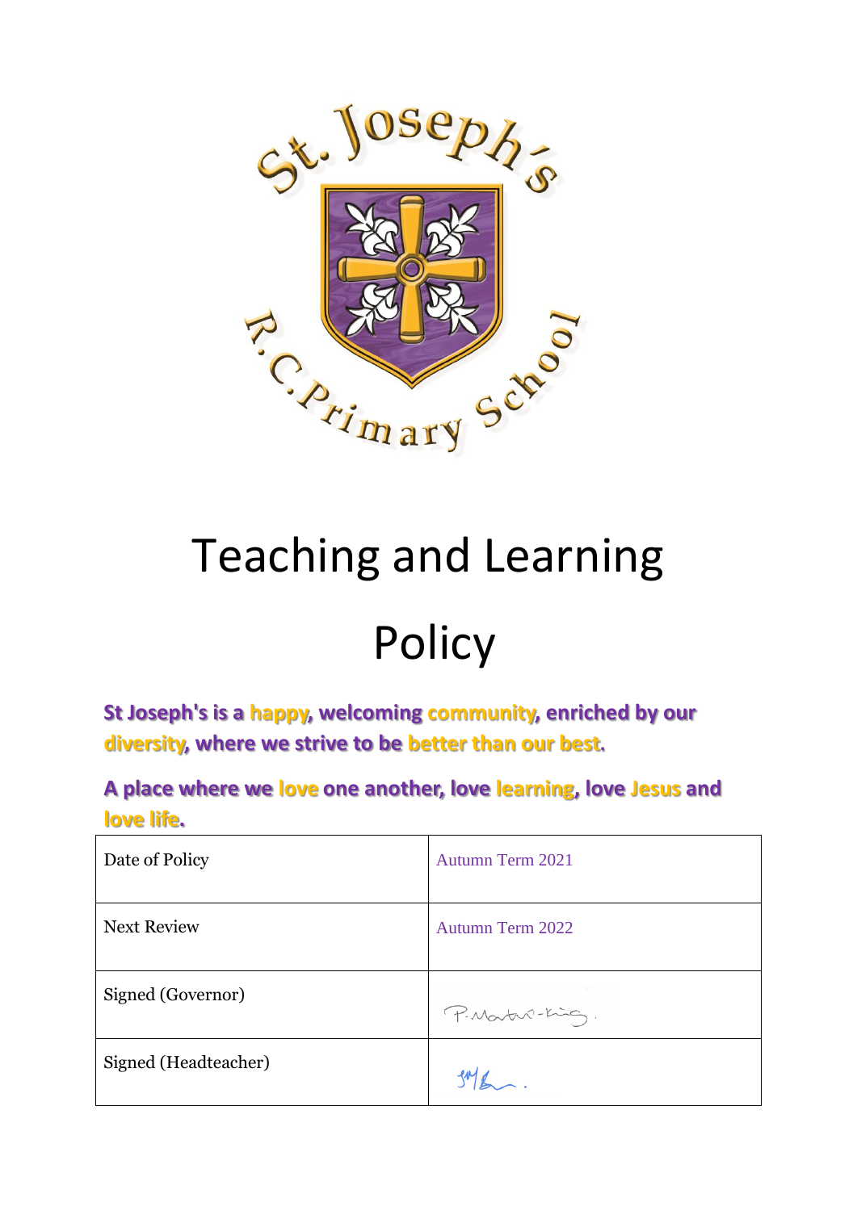# Teaching and Learning Policy

**St Joseph's is a happy, welcoming community, enriched by our diversity, where we strive to be better than our best.**

**A place where we love one another, love learning, love Jesus and love life.**

| Date of Policy | Autumn Term 2021 |
|---|---|
| Next Review | Autumn Term 2022 |
| Signed (Governor) | P.Martin-King. |
| Signed (Headteacher) | |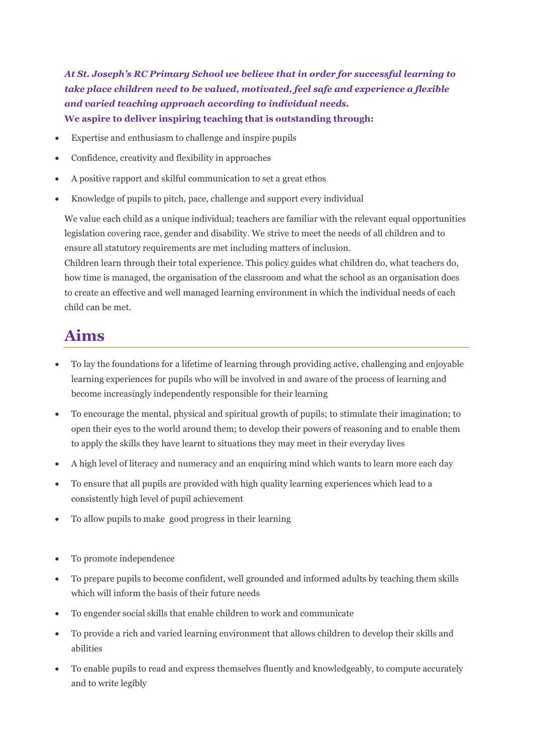***At St. Joseph's RC Primary School we believe that in order for successful learning to take place children need to be valued, motivated, feel safe and experience a flexible and varied teaching approach according to individual needs.***
**We aspire to deliver inspiring teaching that is outstanding through:**

- Expertise and enthusiasm to challenge and inspire pupils
- Confidence, creativity and flexibility in approaches
- A positive rapport and skilful communication to set a great ethos
- Knowledge of pupils to pitch, pace, challenge and support every individual

We value each child as a unique individual; teachers are familiar with the relevant equal opportunities legislation covering race, gender and disability. We strive to meet the needs of all children and to ensure all statutory requirements are met including matters of inclusion.
Children learn through their total experience. This policy guides what children do, what teachers do, how time is managed, the organisation of the classroom and what the school as an organisation does to create an effective and well managed learning environment in which the individual needs of each child can be met.

## Aims

- To lay the foundations for a lifetime of learning through providing active, challenging and enjoyable learning experiences for pupils who will be involved in and aware of the process of learning and become increasingly independently responsible for their learning
- To encourage the mental, physical and spiritual growth of pupils; to stimulate their imagination; to open their eyes to the world around them; to develop their powers of reasoning and to enable them to apply the skills they have learnt to situations they may meet in their everyday lives
- A high level of literacy and numeracy and an enquiring mind which wants to learn more each day
- To ensure that all pupils are provided with high quality learning experiences which lead to a consistently high level of pupil achievement
- To allow pupils to make good progress in their learning
- To promote independence
- To prepare pupils to become confident, well grounded and informed adults by teaching them skills which will inform the basis of their future needs
- To engender social skills that enable children to work and communicate
- To provide a rich and varied learning environment that allows children to develop their skills and abilities
- To enable pupils to read and express themselves fluently and knowledgeably, to compute accurately and to write legibly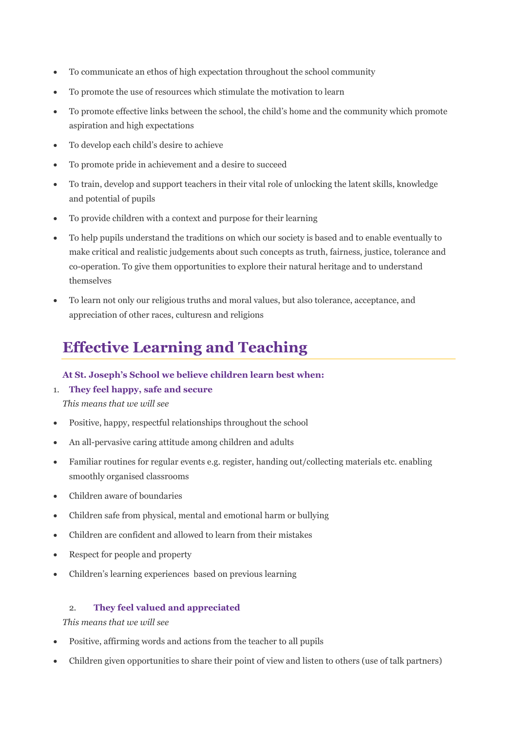- To communicate an ethos of high expectation throughout the school community
- To promote the use of resources which stimulate the motivation to learn
- To promote effective links between the school, the child's home and the community which promote aspiration and high expectations
- To develop each child's desire to achieve
- To promote pride in achievement and a desire to succeed
- To train, develop and support teachers in their vital role of unlocking the latent skills, knowledge and potential of pupils
- To provide children with a context and purpose for their learning
- To help pupils understand the traditions on which our society is based and to enable eventually to make critical and realistic judgements about such concepts as truth, fairness, justice, tolerance and co-operation. To give them opportunities to explore their natural heritage and to understand themselves
- To learn not only our religious truths and moral values, but also tolerance, acceptance, and appreciation of other races, culturesn and religions

## Effective Learning and Teaching

**At St. Joseph's School we believe children learn best when:**

1. **They feel happy, safe and secure**

*This means that we will see*

- Positive, happy, respectful relationships throughout the school
- An all-pervasive caring attitude among children and adults
- Familiar routines for regular events e.g. register, handing out/collecting materials etc. enabling smoothly organised classrooms
- Children aware of boundaries
- Children safe from physical, mental and emotional harm or bullying
- Children are confident and allowed to learn from their mistakes
- Respect for people and property
- Children's learning experiences based on previous learning

2. **They feel valued and appreciated**

*This means that we will see*

- Positive, affirming words and actions from the teacher to all pupils
- Children given opportunities to share their point of view and listen to others (use of talk partners)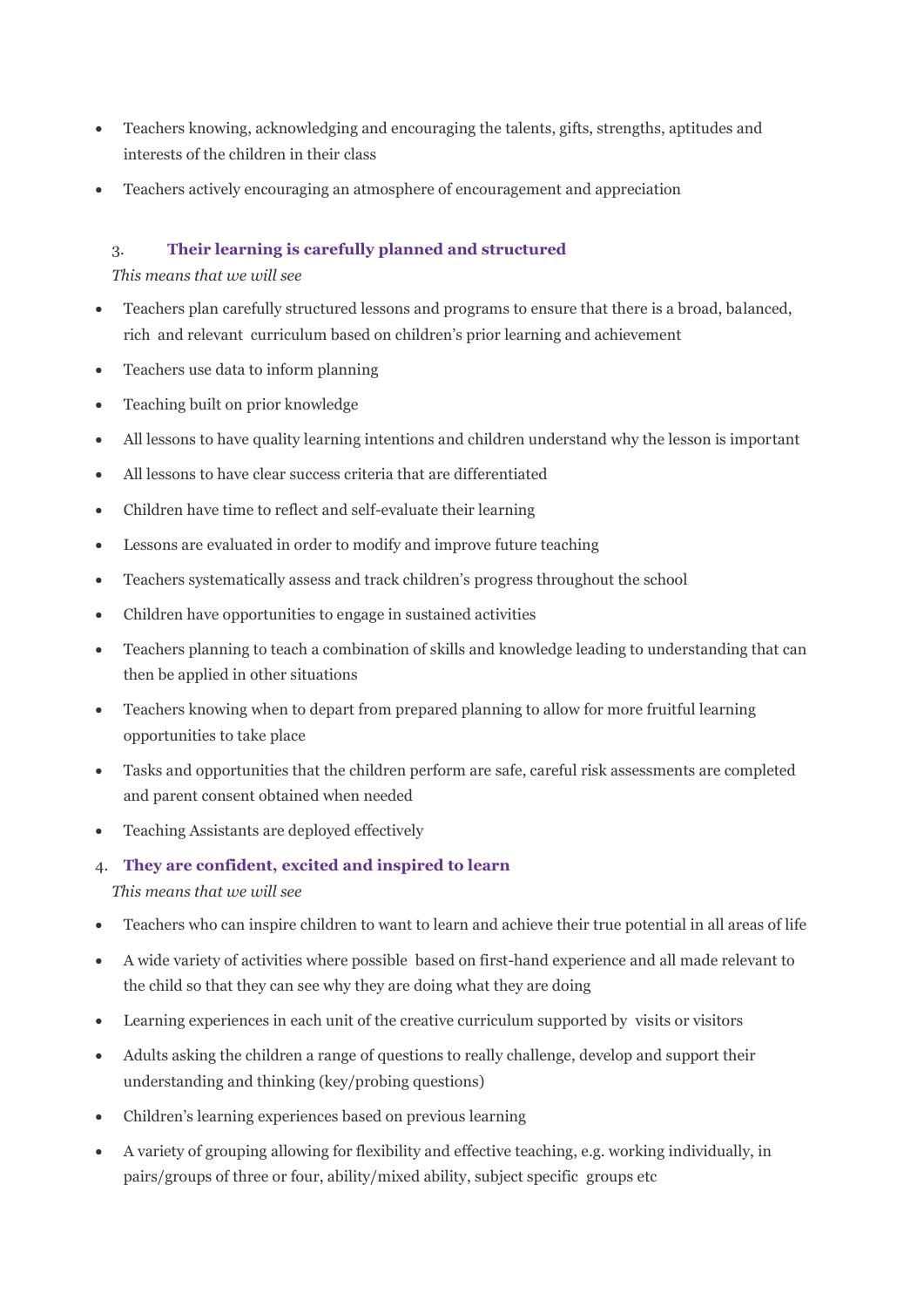- Teachers knowing, acknowledging and encouraging the talents, gifts, strengths, aptitudes and interests of the children in their class
- Teachers actively encouraging an atmosphere of encouragement and appreciation

### 3. Their learning is carefully planned and structured

*This means that we will see*

- Teachers plan carefully structured lessons and programs to ensure that there is a broad, balanced, rich and relevant curriculum based on children's prior learning and achievement
- Teachers use data to inform planning
- Teaching built on prior knowledge
- All lessons to have quality learning intentions and children understand why the lesson is important
- All lessons to have clear success criteria that are differentiated
- Children have time to reflect and self-evaluate their learning
- Lessons are evaluated in order to modify and improve future teaching
- Teachers systematically assess and track children's progress throughout the school
- Children have opportunities to engage in sustained activities
- Teachers planning to teach a combination of skills and knowledge leading to understanding that can then be applied in other situations
- Teachers knowing when to depart from prepared planning to allow for more fruitful learning opportunities to take place
- Tasks and opportunities that the children perform are safe, careful risk assessments are completed and parent consent obtained when needed
- Teaching Assistants are deployed effectively

### 4. They are confident, excited and inspired to learn

*This means that we will see*

- Teachers who can inspire children to want to learn and achieve their true potential in all areas of life
- A wide variety of activities where possible based on first-hand experience and all made relevant to the child so that they can see why they are doing what they are doing
- Learning experiences in each unit of the creative curriculum supported by visits or visitors
- Adults asking the children a range of questions to really challenge, develop and support their understanding and thinking (key/probing questions)
- Children's learning experiences based on previous learning
- A variety of grouping allowing for flexibility and effective teaching, e.g. working individually, in pairs/groups of three or four, ability/mixed ability, subject specific groups etc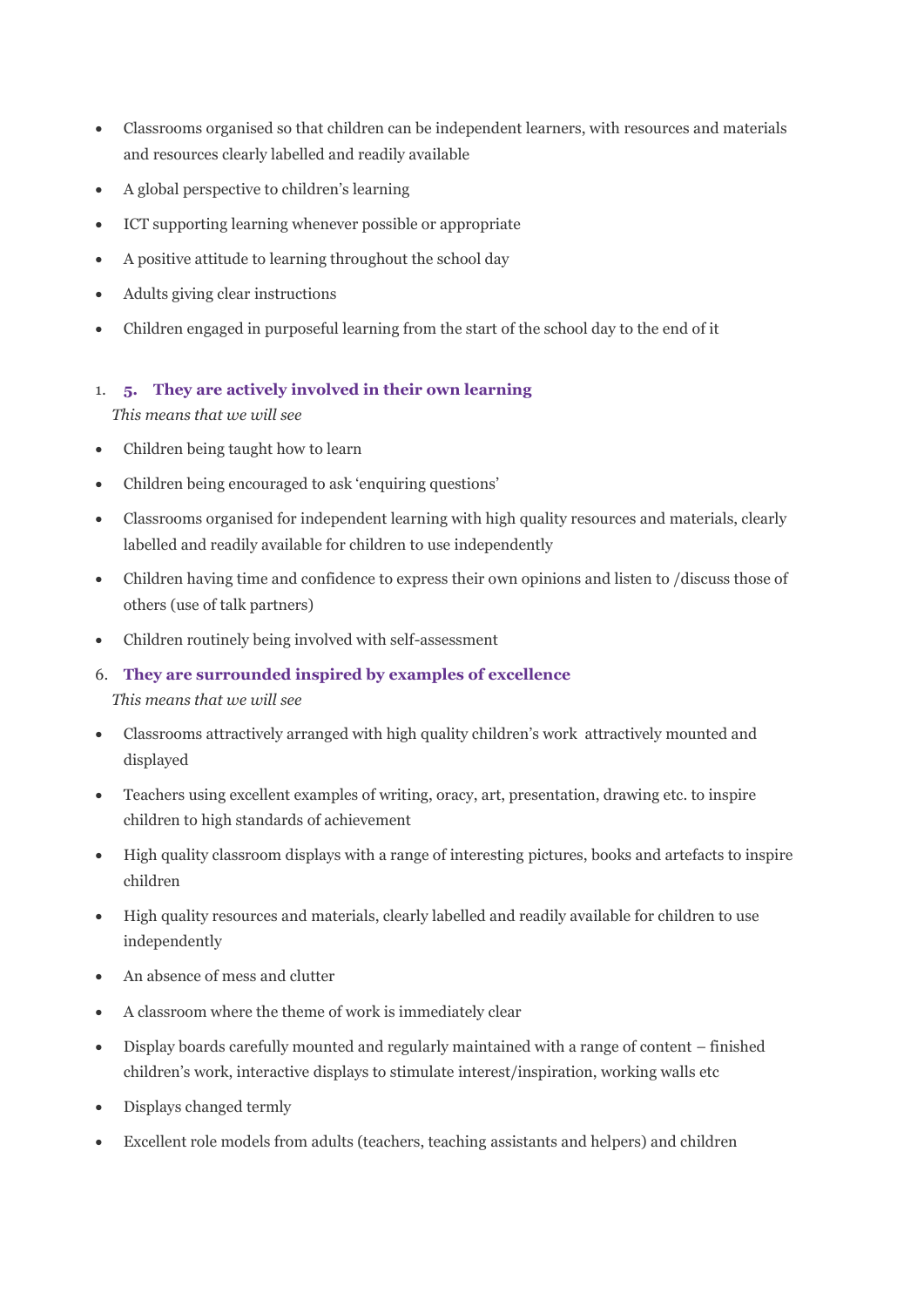- Classrooms organised so that children can be independent learners, with resources and materials and resources clearly labelled and readily available
- A global perspective to children's learning
- ICT supporting learning whenever possible or appropriate
- A positive attitude to learning throughout the school day
- Adults giving clear instructions
- Children engaged in purposeful learning from the start of the school day to the end of it

### 5. They are actively involved in their own learning

*This means that we will see*

- Children being taught how to learn
- Children being encouraged to ask 'enquiring questions'
- Classrooms organised for independent learning with high quality resources and materials, clearly labelled and readily available for children to use independently
- Children having time and confidence to express their own opinions and listen to /discuss those of others (use of talk partners)
- Children routinely being involved with self-assessment

### 6. They are surrounded inspired by examples of excellence

*This means that we will see*

- Classrooms attractively arranged with high quality children's work attractively mounted and displayed
- Teachers using excellent examples of writing, oracy, art, presentation, drawing etc. to inspire children to high standards of achievement
- High quality classroom displays with a range of interesting pictures, books and artefacts to inspire children
- High quality resources and materials, clearly labelled and readily available for children to use independently
- An absence of mess and clutter
- A classroom where the theme of work is immediately clear
- Display boards carefully mounted and regularly maintained with a range of content – finished children's work, interactive displays to stimulate interest/inspiration, working walls etc
- Displays changed termly
- Excellent role models from adults (teachers, teaching assistants and helpers) and children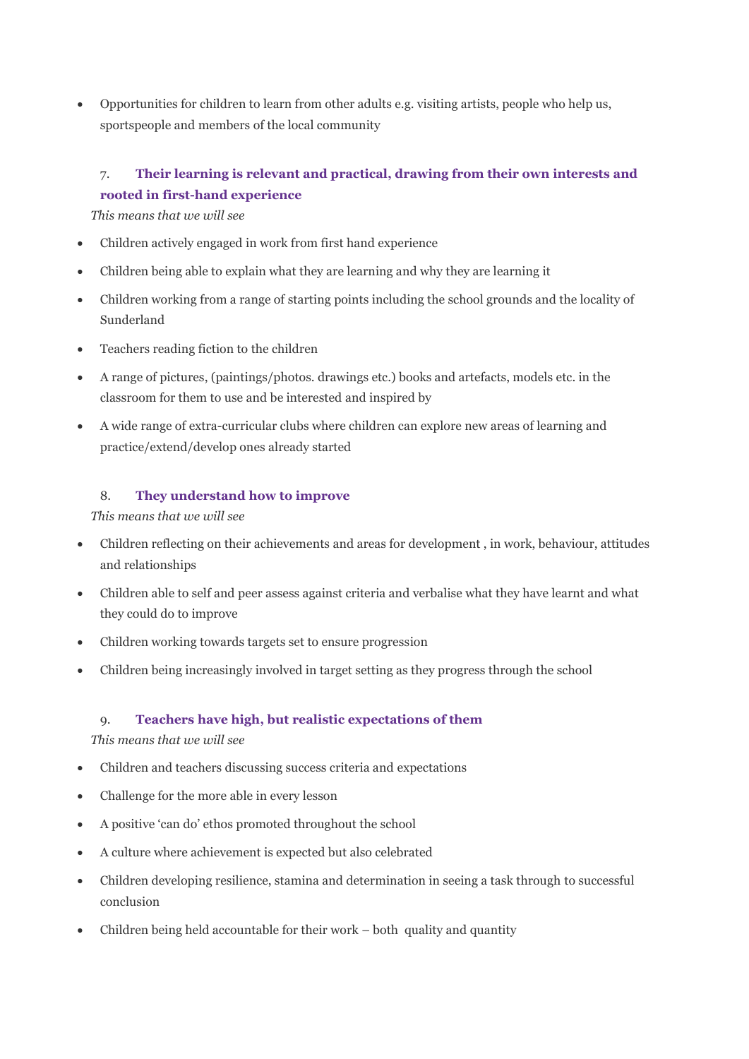- Opportunities for children to learn from other adults e.g. visiting artists, people who help us, sportspeople and members of the local community

### 7. Their learning is relevant and practical, drawing from their own interests and rooted in first-hand experience

*This means that we will see*

- Children actively engaged in work from first hand experience
- Children being able to explain what they are learning and why they are learning it
- Children working from a range of starting points including the school grounds and the locality of Sunderland
- Teachers reading fiction to the children
- A range of pictures, (paintings/photos. drawings etc.) books and artefacts, models etc. in the classroom for them to use and be interested and inspired by
- A wide range of extra-curricular clubs where children can explore new areas of learning and practice/extend/develop ones already started

### 8. They understand how to improve

*This means that we will see*

- Children reflecting on their achievements and areas for development , in work, behaviour, attitudes and relationships
- Children able to self and peer assess against criteria and verbalise what they have learnt and what they could do to improve
- Children working towards targets set to ensure progression
- Children being increasingly involved in target setting as they progress through the school

### 9. Teachers have high, but realistic expectations of them

*This means that we will see*

- Children and teachers discussing success criteria and expectations
- Challenge for the more able in every lesson
- A positive 'can do' ethos promoted throughout the school
- A culture where achievement is expected but also celebrated
- Children developing resilience, stamina and determination in seeing a task through to successful conclusion
- Children being held accountable for their work – both quality and quantity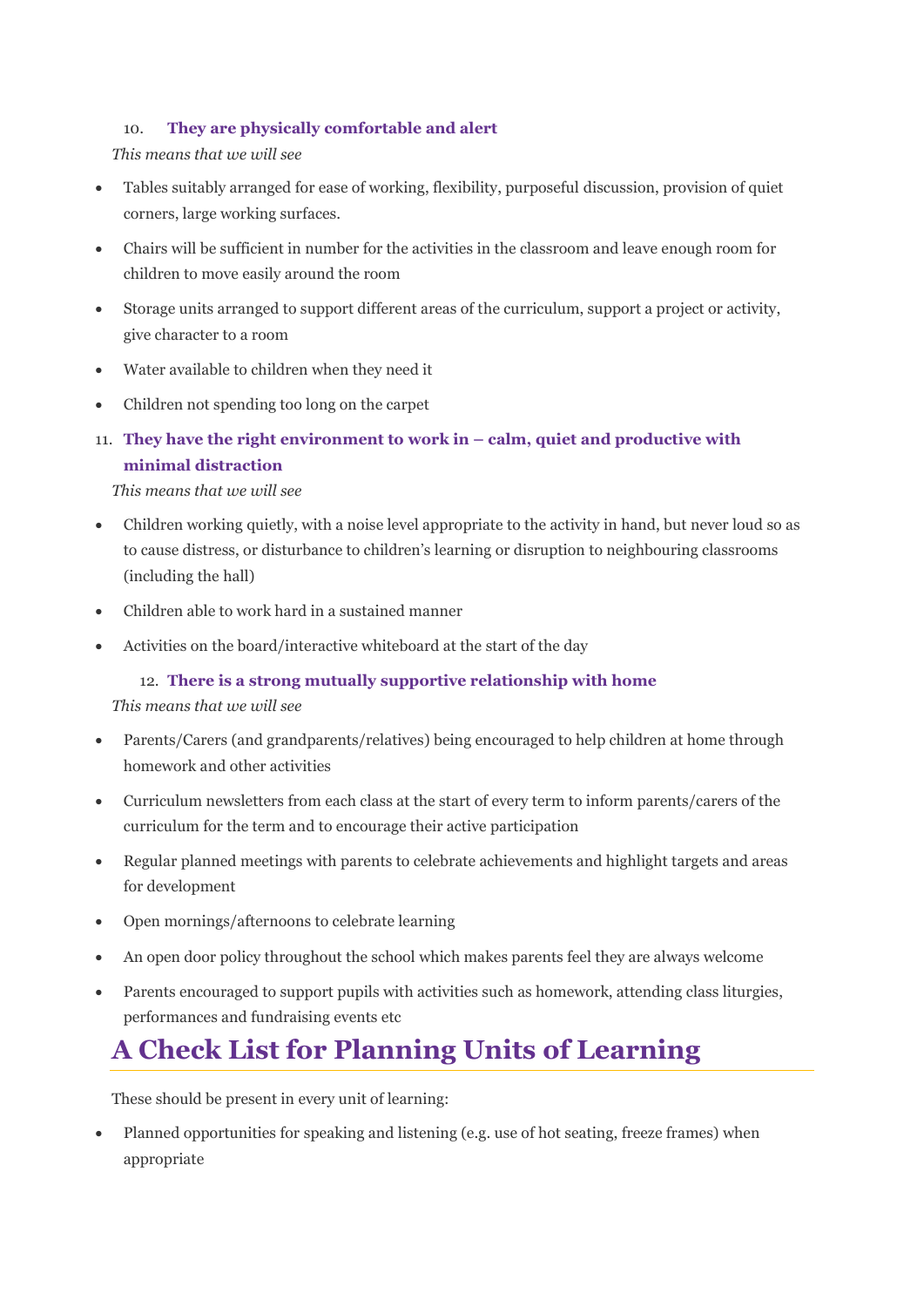10. **They are physically comfortable and alert**

*This means that we will see*

- Tables suitably arranged for ease of working, flexibility, purposeful discussion, provision of quiet corners, large working surfaces.
- Chairs will be sufficient in number for the activities in the classroom and leave enough room for children to move easily around the room
- Storage units arranged to support different areas of the curriculum, support a project or activity, give character to a room
- Water available to children when they need it
- Children not spending too long on the carpet

11. **They have the right environment to work in – calm, quiet and productive with minimal distraction**

*This means that we will see*

- Children working quietly, with a noise level appropriate to the activity in hand, but never loud so as to cause distress, or disturbance to children's learning or disruption to neighbouring classrooms (including the hall)
- Children able to work hard in a sustained manner
- Activities on the board/interactive whiteboard at the start of the day

12. **There is a strong mutually supportive relationship with home**

*This means that we will see*

- Parents/Carers (and grandparents/relatives) being encouraged to help children at home through homework and other activities
- Curriculum newsletters from each class at the start of every term to inform parents/carers of the curriculum for the term and to encourage their active participation
- Regular planned meetings with parents to celebrate achievements and highlight targets and areas for development
- Open mornings/afternoons to celebrate learning
- An open door policy throughout the school which makes parents feel they are always welcome
- Parents encouraged to support pupils with activities such as homework, attending class liturgies, performances and fundraising events etc

# A Check List for Planning Units of Learning

These should be present in every unit of learning:

- Planned opportunities for speaking and listening (e.g. use of hot seating, freeze frames) when appropriate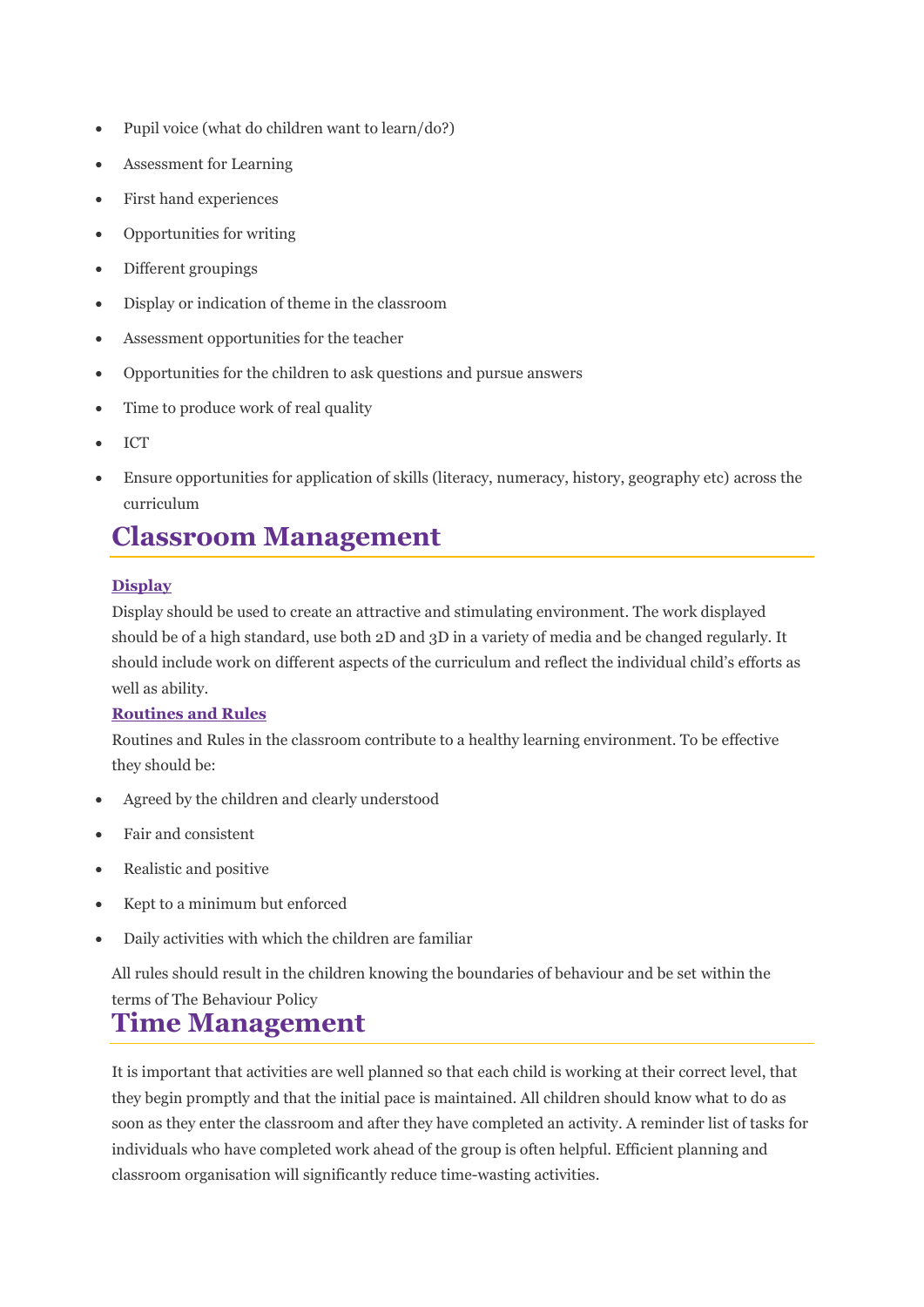- Pupil voice (what do children want to learn/do?)
- Assessment for Learning
- First hand experiences
- Opportunities for writing
- Different groupings
- Display or indication of theme in the classroom
- Assessment opportunities for the teacher
- Opportunities for the children to ask questions and pursue answers
- Time to produce work of real quality
- ICT
- Ensure opportunities for application of skills (literacy, numeracy, history, geography etc) across the curriculum

## Classroom Management

### Display

Display should be used to create an attractive and stimulating environment. The work displayed should be of a high standard, use both 2D and 3D in a variety of media and be changed regularly. It should include work on different aspects of the curriculum and reflect the individual child's efforts as well as ability.

### Routines and Rules

Routines and Rules in the classroom contribute to a healthy learning environment. To be effective they should be:

- Agreed by the children and clearly understood
- Fair and consistent
- Realistic and positive
- Kept to a minimum but enforced
- Daily activities with which the children are familiar

All rules should result in the children knowing the boundaries of behaviour and be set within the terms of The Behaviour Policy

## Time Management

It is important that activities are well planned so that each child is working at their correct level, that they begin promptly and that the initial pace is maintained. All children should know what to do as soon as they enter the classroom and after they have completed an activity. A reminder list of tasks for individuals who have completed work ahead of the group is often helpful. Efficient planning and classroom organisation will significantly reduce time-wasting activities.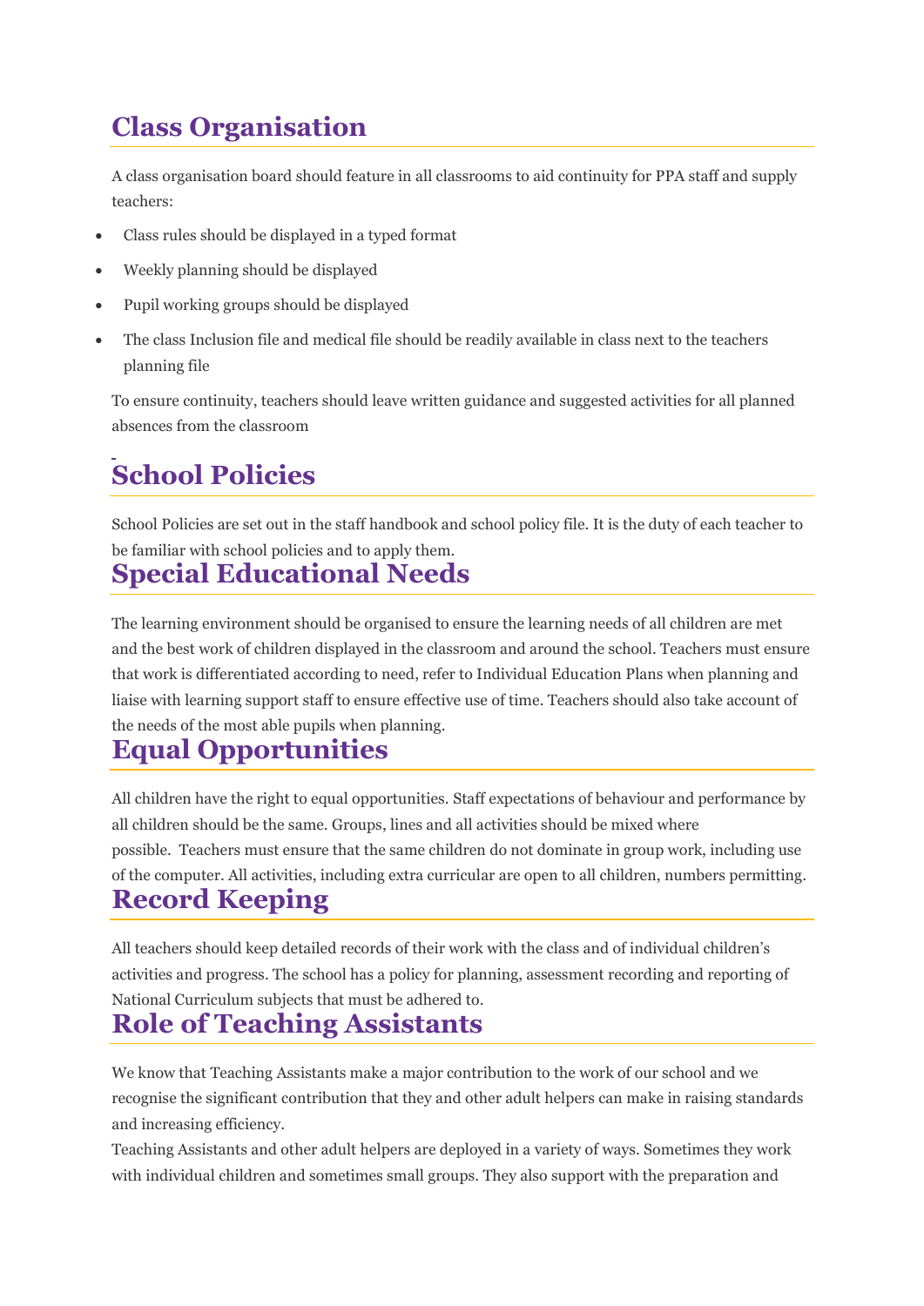## Class Organisation

A class organisation board should feature in all classrooms to aid continuity for PPA staff and supply teachers:

- Class rules should be displayed in a typed format
- Weekly planning should be displayed
- Pupil working groups should be displayed
- The class Inclusion file and medical file should be readily available in class next to the teachers planning file

To ensure continuity, teachers should leave written guidance and suggested activities for all planned absences from the classroom

## School Policies

School Policies are set out in the staff handbook and school policy file. It is the duty of each teacher to be familiar with school policies and to apply them.

## Special Educational Needs

The learning environment should be organised to ensure the learning needs of all children are met and the best work of children displayed in the classroom and around the school. Teachers must ensure that work is differentiated according to need, refer to Individual Education Plans when planning and liaise with learning support staff to ensure effective use of time. Teachers should also take account of the needs of the most able pupils when planning.

## Equal Opportunities

All children have the right to equal opportunities. Staff expectations of behaviour and performance by all children should be the same. Groups, lines and all activities should be mixed where possible. Teachers must ensure that the same children do not dominate in group work, including use of the computer. All activities, including extra curricular are open to all children, numbers permitting.

## Record Keeping

All teachers should keep detailed records of their work with the class and of individual children's activities and progress. The school has a policy for planning, assessment recording and reporting of National Curriculum subjects that must be adhered to.

## Role of Teaching Assistants

We know that Teaching Assistants make a major contribution to the work of our school and we recognise the significant contribution that they and other adult helpers can make in raising standards and increasing efficiency.

Teaching Assistants and other adult helpers are deployed in a variety of ways. Sometimes they work with individual children and sometimes small groups. They also support with the preparation and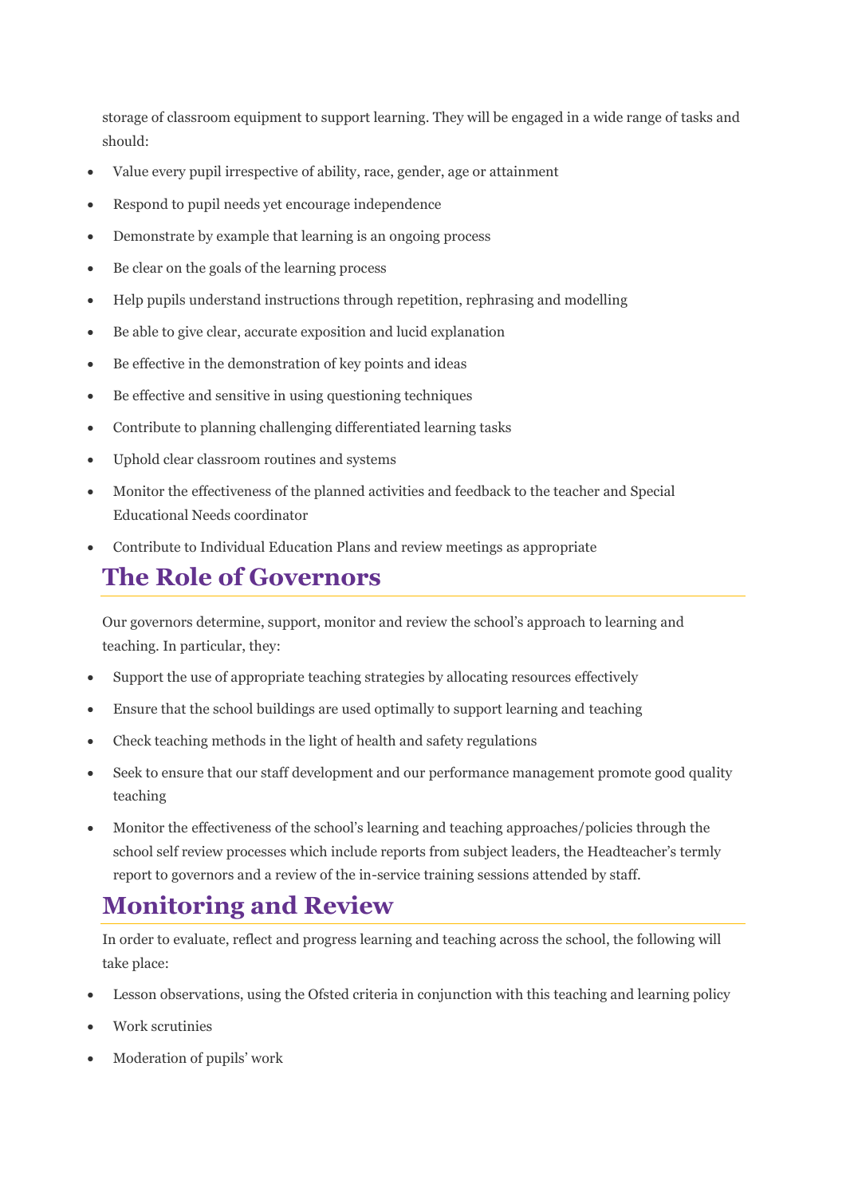storage of classroom equipment to support learning. They will be engaged in a wide range of tasks and should:

- Value every pupil irrespective of ability, race, gender, age or attainment
- Respond to pupil needs yet encourage independence
- Demonstrate by example that learning is an ongoing process
- Be clear on the goals of the learning process
- Help pupils understand instructions through repetition, rephrasing and modelling
- Be able to give clear, accurate exposition and lucid explanation
- Be effective in the demonstration of key points and ideas
- Be effective and sensitive in using questioning techniques
- Contribute to planning challenging differentiated learning tasks
- Uphold clear classroom routines and systems
- Monitor the effectiveness of the planned activities and feedback to the teacher and Special Educational Needs coordinator
- Contribute to Individual Education Plans and review meetings as appropriate

## The Role of Governors

Our governors determine, support, monitor and review the school's approach to learning and teaching. In particular, they:

- Support the use of appropriate teaching strategies by allocating resources effectively
- Ensure that the school buildings are used optimally to support learning and teaching
- Check teaching methods in the light of health and safety regulations
- Seek to ensure that our staff development and our performance management promote good quality teaching
- Monitor the effectiveness of the school's learning and teaching approaches/policies through the school self review processes which include reports from subject leaders, the Headteacher's termly report to governors and a review of the in-service training sessions attended by staff.

## Monitoring and Review

In order to evaluate, reflect and progress learning and teaching across the school, the following will take place:

- Lesson observations, using the Ofsted criteria in conjunction with this teaching and learning policy
- Work scrutinies
- Moderation of pupils' work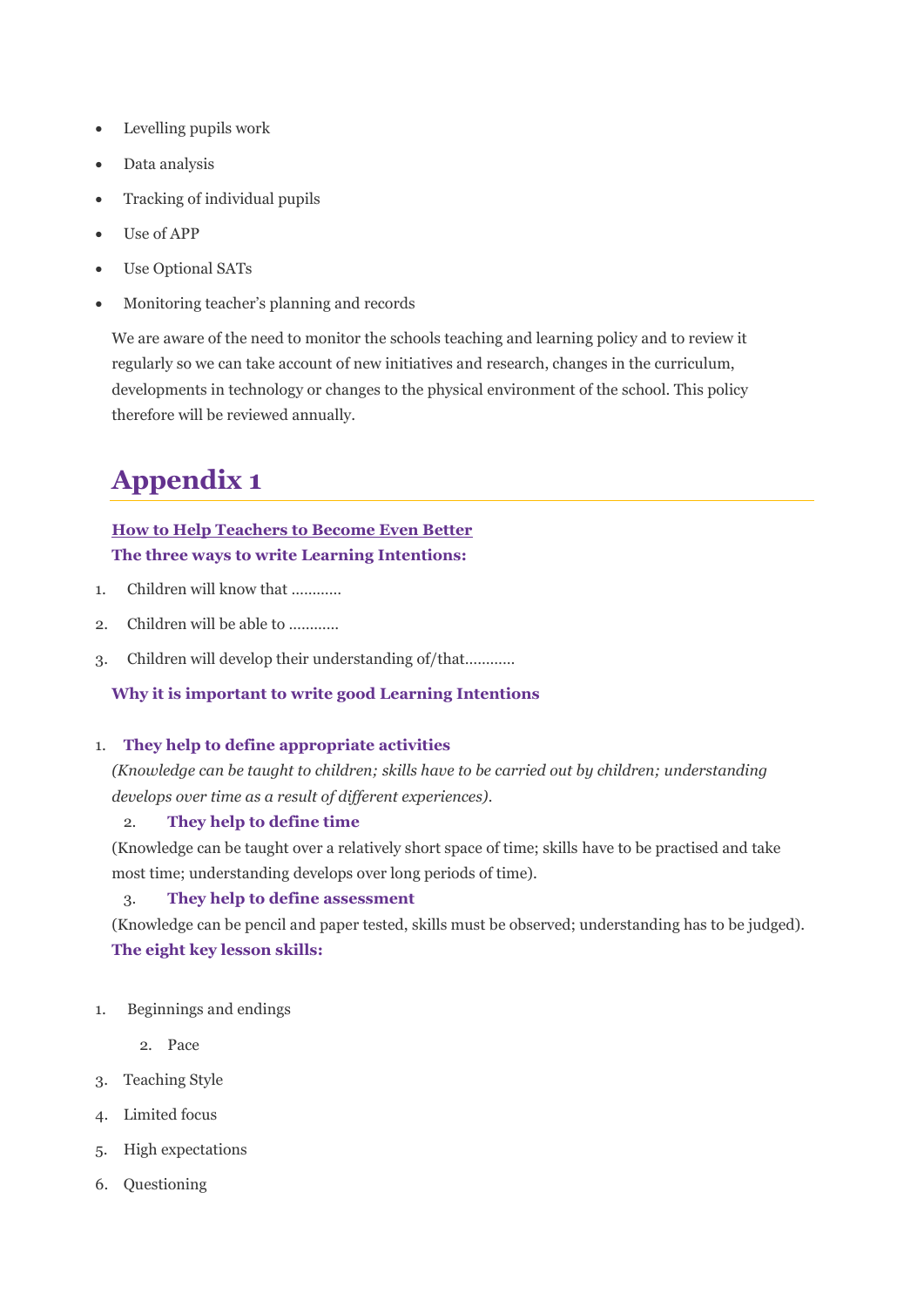- Levelling pupils work
- Data analysis
- Tracking of individual pupils
- Use of APP
- Use Optional SATs
- Monitoring teacher's planning and records

We are aware of the need to monitor the schools teaching and learning policy and to review it regularly so we can take account of new initiatives and research, changes in the curriculum, developments in technology or changes to the physical environment of the school. This policy therefore will be reviewed annually.

# Appendix 1

**How to Help Teachers to Become Even Better**

**The three ways to write Learning Intentions:**

1. Children will know that …………
2. Children will be able to …………
3. Children will develop their understanding of/that…………

**Why it is important to write good Learning Intentions**

1. **They help to define appropriate activities**

*(Knowledge can be taught to children; skills have to be carried out by children; understanding develops over time as a result of different experiences).*

2. **They help to define time**

(Knowledge can be taught over a relatively short space of time; skills have to be practised and take most time; understanding develops over long periods of time).

3. **They help to define assessment**

(Knowledge can be pencil and paper tested, skills must be observed; understanding has to be judged).

**The eight key lesson skills:**

1. Beginnings and endings
2. Pace
3. Teaching Style
4. Limited focus
5. High expectations
6. Questioning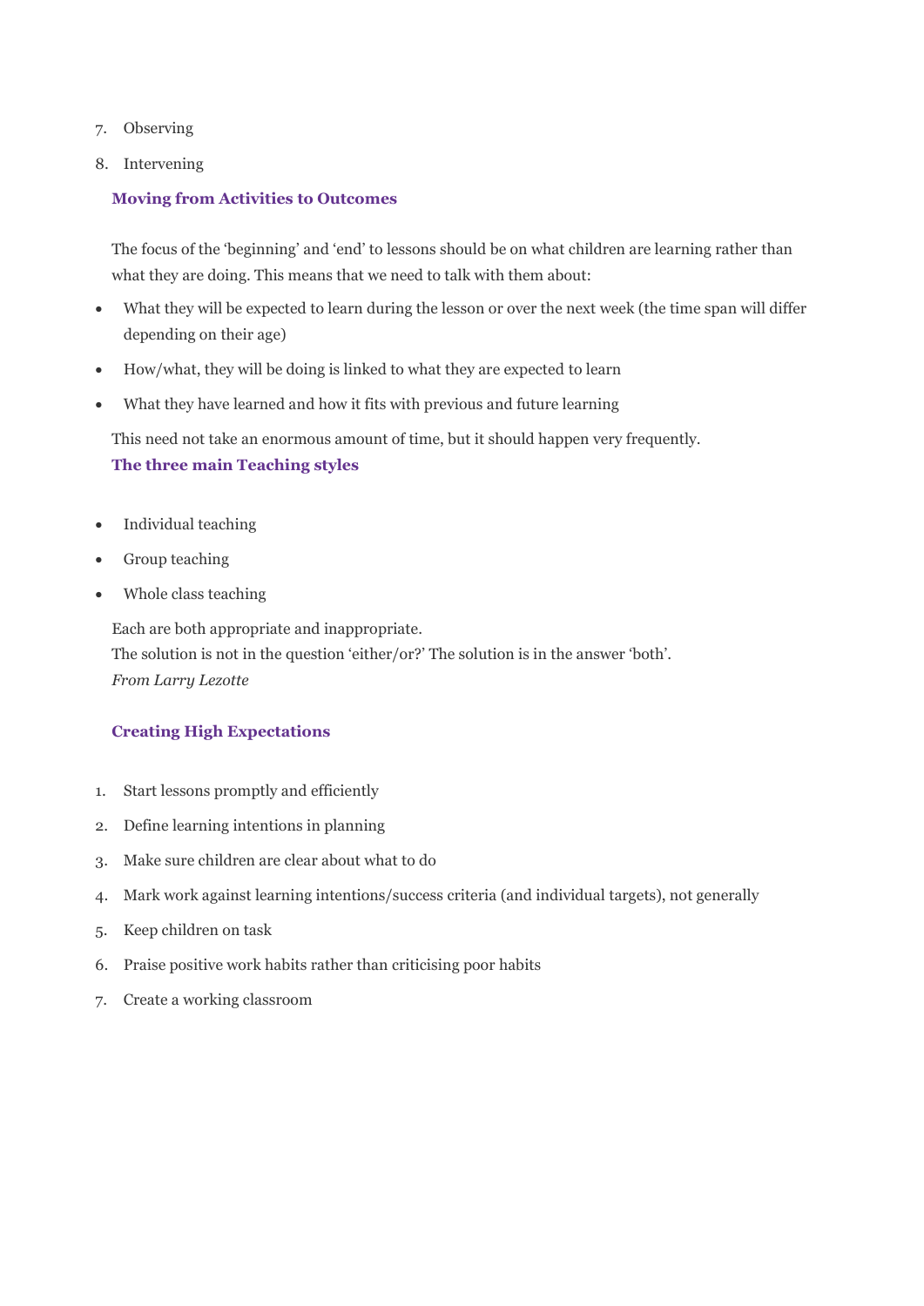7. Observing
8. Intervening

### Moving from Activities to Outcomes

The focus of the 'beginning' and 'end' to lessons should be on what children are learning rather than what they are doing. This means that we need to talk with them about:

- What they will be expected to learn during the lesson or over the next week (the time span will differ depending on their age)
- How/what, they will be doing is linked to what they are expected to learn
- What they have learned and how it fits with previous and future learning

This need not take an enormous amount of time, but it should happen very frequently.

### The three main Teaching styles

- Individual teaching
- Group teaching
- Whole class teaching

Each are both appropriate and inappropriate.
The solution is not in the question 'either/or?' The solution is in the answer 'both'.
*From Larry Lezotte*

### Creating High Expectations

1. Start lessons promptly and efficiently
2. Define learning intentions in planning
3. Make sure children are clear about what to do
4. Mark work against learning intentions/success criteria (and individual targets), not generally
5. Keep children on task
6. Praise positive work habits rather than criticising poor habits
7. Create a working classroom